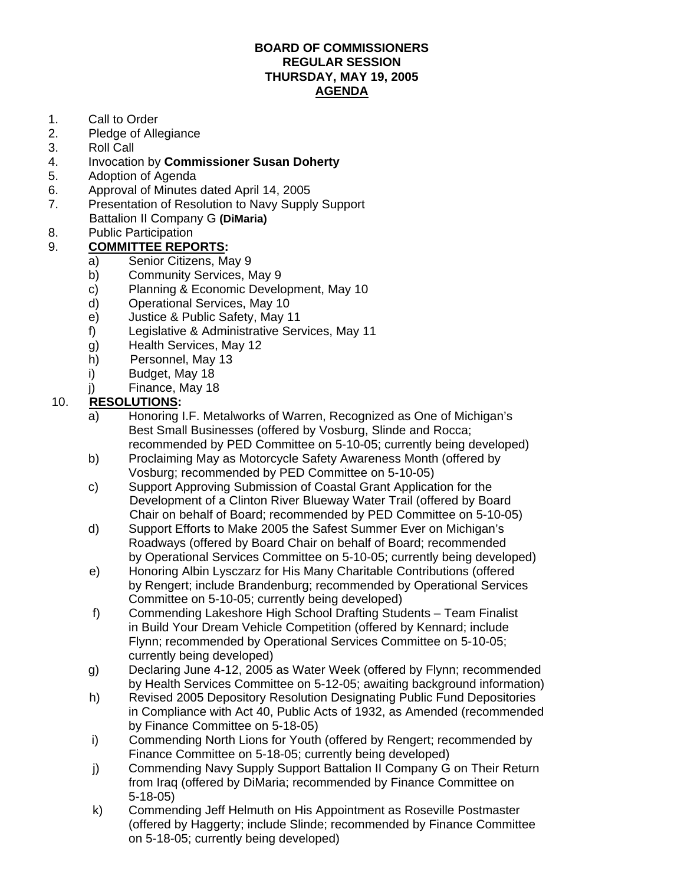**BOARD OF COMMISSIONERS**
**REGULAR SESSION**
**THURSDAY, MAY 19, 2005**
**AGENDA**

1. Call to Order
2. Pledge of Allegiance
3. Roll Call
4. Invocation by **Commissioner Susan Doherty**
5. Adoption of Agenda
6. Approval of Minutes dated April 14, 2005
7. Presentation of Resolution to Navy Supply Support Battalion II Company G **(DiMaria)**
8. Public Participation
9. **COMMITTEE REPORTS:**
   - a) Senior Citizens, May 9
   - b) Community Services, May 9
   - c) Planning & Economic Development, May 10
   - d) Operational Services, May 10
   - e) Justice & Public Safety, May 11
   - f) Legislative & Administrative Services, May 11
   - g) Health Services, May 12
   - h) Personnel, May 13
   - i) Budget, May 18
   - j) Finance, May 18
10. **RESOLUTIONS:**
    - a) Honoring I.F. Metalworks of Warren, Recognized as One of Michigan's Best Small Businesses (offered by Vosburg, Slinde and Rocca; recommended by PED Committee on 5-10-05; currently being developed)
    - b) Proclaiming May as Motorcycle Safety Awareness Month (offered by Vosburg; recommended by PED Committee on 5-10-05)
    - c) Support Approving Submission of Coastal Grant Application for the Development of a Clinton River Blueway Water Trail (offered by Board Chair on behalf of Board; recommended by PED Committee on 5-10-05)
    - d) Support Efforts to Make 2005 the Safest Summer Ever on Michigan's Roadways (offered by Board Chair on behalf of Board; recommended by Operational Services Committee on 5-10-05; currently being developed)
    - e) Honoring Albin Lysczarz for His Many Charitable Contributions (offered by Rengert; include Brandenburg; recommended by Operational Services Committee on 5-10-05; currently being developed)
    - f) Commending Lakeshore High School Drafting Students – Team Finalist in Build Your Dream Vehicle Competition (offered by Kennard; include Flynn; recommended by Operational Services Committee on 5-10-05; currently being developed)
    - g) Declaring June 4-12, 2005 as Water Week (offered by Flynn; recommended by Health Services Committee on 5-12-05; awaiting background information)
    - h) Revised 2005 Depository Resolution Designating Public Fund Depositories in Compliance with Act 40, Public Acts of 1932, as Amended (recommended by Finance Committee on 5-18-05)
    - i) Commending North Lions for Youth (offered by Rengert; recommended by Finance Committee on 5-18-05; currently being developed)
    - j) Commending Navy Supply Support Battalion II Company G on Their Return from Iraq (offered by DiMaria; recommended by Finance Committee on 5-18-05)
    - k) Commending Jeff Helmuth on His Appointment as Roseville Postmaster (offered by Haggerty; include Slinde; recommended by Finance Committee on 5-18-05; currently being developed)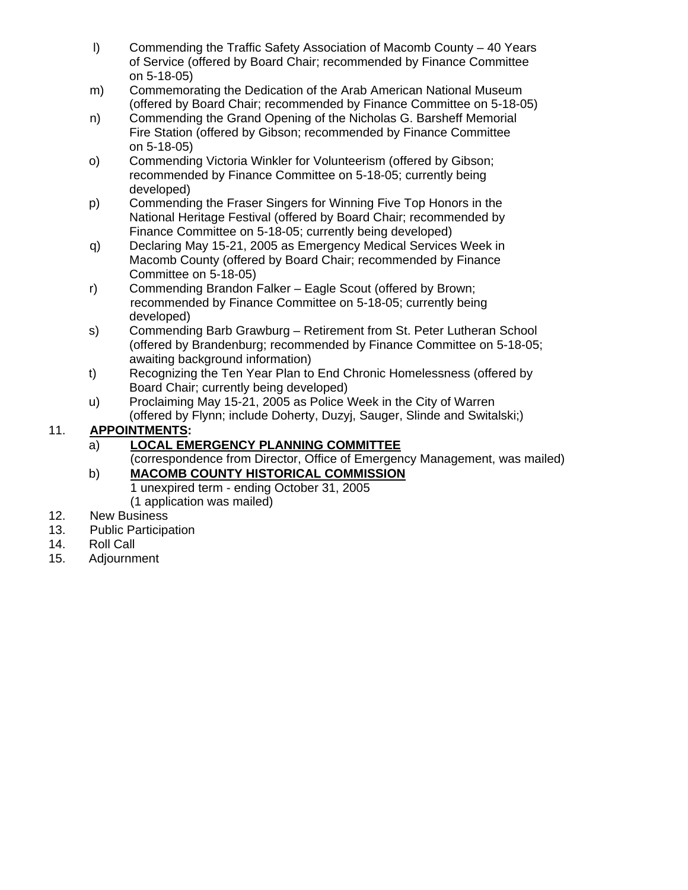l) Commending the Traffic Safety Association of Macomb County – 40 Years of Service (offered by Board Chair; recommended by Finance Committee on 5-18-05)

m) Commemorating the Dedication of the Arab American National Museum (offered by Board Chair; recommended by Finance Committee on 5-18-05)

n) Commending the Grand Opening of the Nicholas G. Barsheff Memorial Fire Station (offered by Gibson; recommended by Finance Committee on 5-18-05)

o) Commending Victoria Winkler for Volunteerism (offered by Gibson; recommended by Finance Committee on 5-18-05; currently being developed)

p) Commending the Fraser Singers for Winning Five Top Honors in the National Heritage Festival (offered by Board Chair; recommended by Finance Committee on 5-18-05; currently being developed)

q) Declaring May 15-21, 2005 as Emergency Medical Services Week in Macomb County (offered by Board Chair; recommended by Finance Committee on 5-18-05)

r) Commending Brandon Falker – Eagle Scout (offered by Brown; recommended by Finance Committee on 5-18-05; currently being developed)

s) Commending Barb Grawburg – Retirement from St. Peter Lutheran School (offered by Brandenburg; recommended by Finance Committee on 5-18-05; awaiting background information)

t) Recognizing the Ten Year Plan to End Chronic Homelessness (offered by Board Chair; currently being developed)

u) Proclaiming May 15-21, 2005 as Police Week in the City of Warren (offered by Flynn; include Doherty, Duzyj, Sauger, Slinde and Switalski;)

11. **APPOINTMENTS:**

a) **LOCAL EMERGENCY PLANNING COMMITTEE**
(correspondence from Director, Office of Emergency Management, was mailed)

b) **MACOMB COUNTY HISTORICAL COMMISSION**
1 unexpired term - ending October 31, 2005
(1 application was mailed)

12. New Business
13. Public Participation
14. Roll Call
15. Adjournment